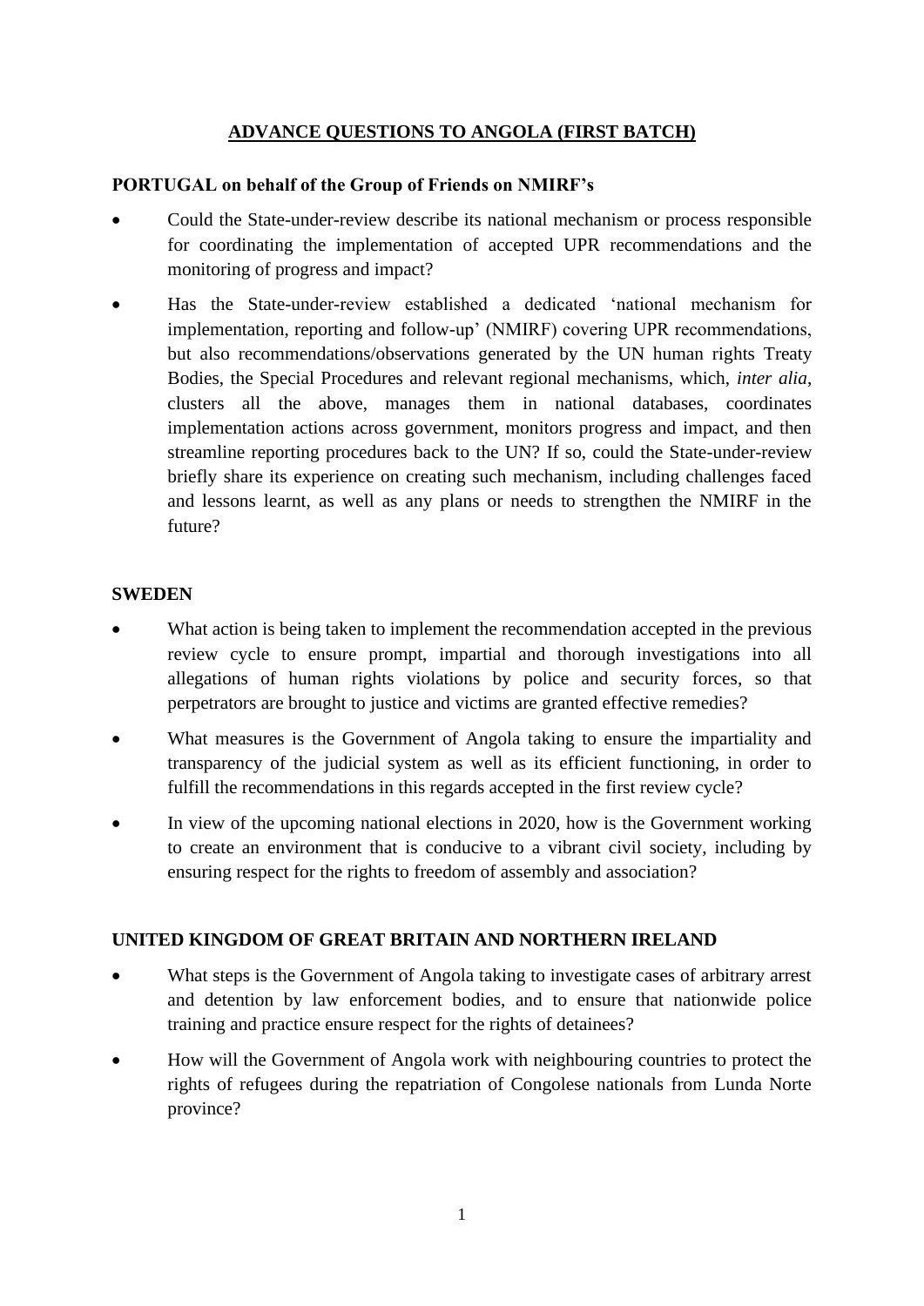# ADVANCE QUESTIONS TO ANGOLA (FIRST BATCH)

**PORTUGAL on behalf of the Group of Friends on NMIRF's**

- Could the State-under-review describe its national mechanism or process responsible for coordinating the implementation of accepted UPR recommendations and the monitoring of progress and impact?
- Has the State-under-review established a dedicated 'national mechanism for implementation, reporting and follow-up' (NMIRF) covering UPR recommendations, but also recommendations/observations generated by the UN human rights Treaty Bodies, the Special Procedures and relevant regional mechanisms, which, *inter alia*, clusters all the above, manages them in national databases, coordinates implementation actions across government, monitors progress and impact, and then streamline reporting procedures back to the UN? If so, could the State-under-review briefly share its experience on creating such mechanism, including challenges faced and lessons learnt, as well as any plans or needs to strengthen the NMIRF in the future?

**SWEDEN**

- What action is being taken to implement the recommendation accepted in the previous review cycle to ensure prompt, impartial and thorough investigations into all allegations of human rights violations by police and security forces, so that perpetrators are brought to justice and victims are granted effective remedies?
- What measures is the Government of Angola taking to ensure the impartiality and transparency of the judicial system as well as its efficient functioning, in order to fulfill the recommendations in this regards accepted in the first review cycle?
- In view of the upcoming national elections in 2020, how is the Government working to create an environment that is conducive to a vibrant civil society, including by ensuring respect for the rights to freedom of assembly and association?

**UNITED KINGDOM OF GREAT BRITAIN AND NORTHERN IRELAND**

- What steps is the Government of Angola taking to investigate cases of arbitrary arrest and detention by law enforcement bodies, and to ensure that nationwide police training and practice ensure respect for the rights of detainees?
- How will the Government of Angola work with neighbouring countries to protect the rights of refugees during the repatriation of Congolese nationals from Lunda Norte province?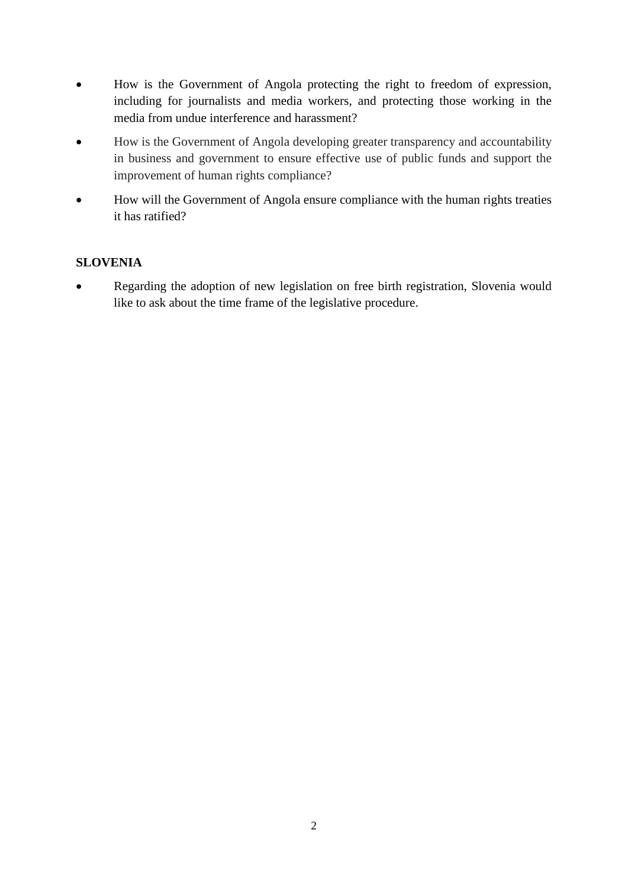- How is the Government of Angola protecting the right to freedom of expression, including for journalists and media workers, and protecting those working in the media from undue interference and harassment?
- How is the Government of Angola developing greater transparency and accountability in business and government to ensure effective use of public funds and support the improvement of human rights compliance?
- How will the Government of Angola ensure compliance with the human rights treaties it has ratified?

**SLOVENIA**

- Regarding the adoption of new legislation on free birth registration, Slovenia would like to ask about the time frame of the legislative procedure.